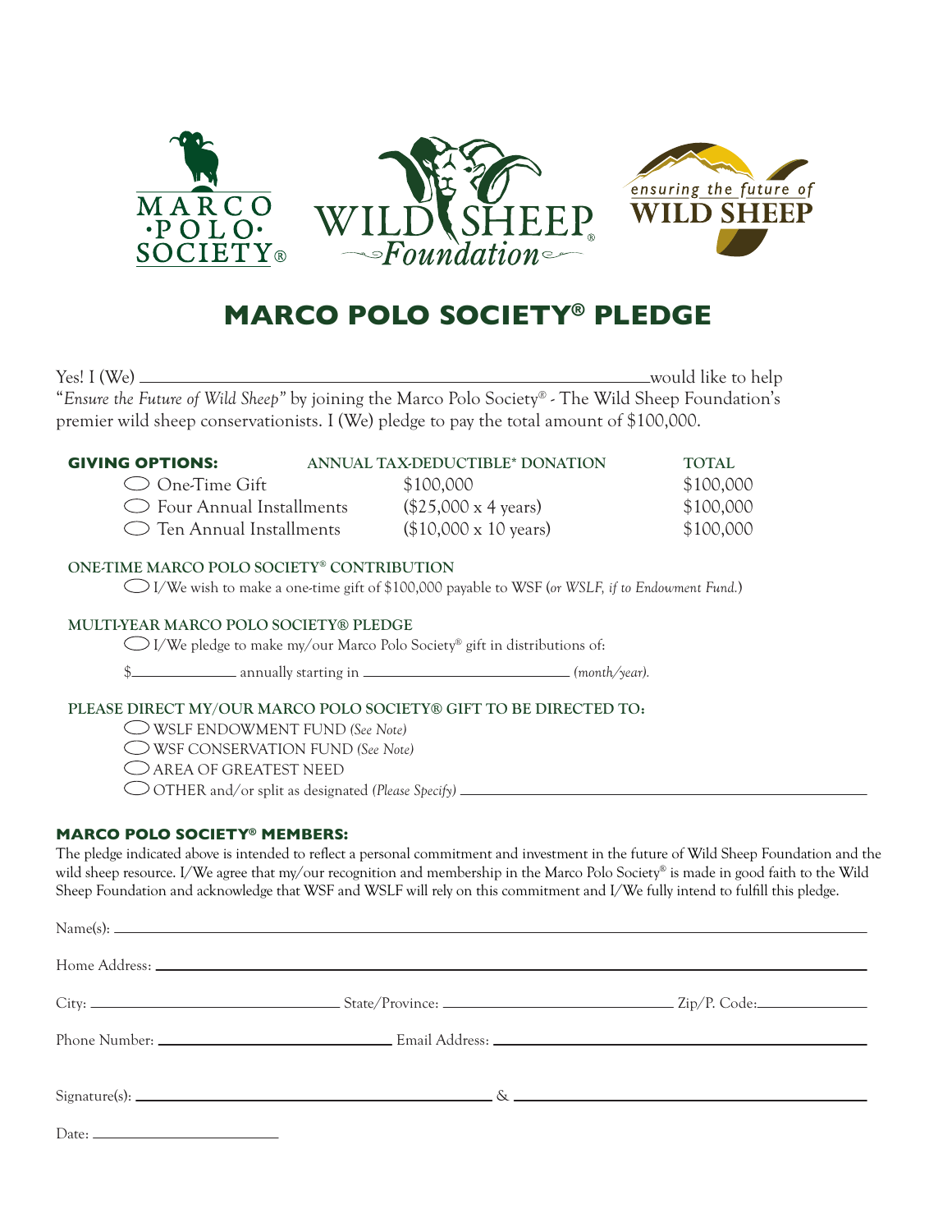MARCO ·POLO· SOCIETY®

WILD SHEEP Foundation®

ensuring the future of WILD SHEEP

# MARCO POLO SOCIETY® PLEDGE

Yes! I (We) \_\_\_\_\_\_\_\_\_\_\_\_\_\_\_\_\_\_\_\_\_\_\_\_\_\_\_\_\_\_\_\_\_\_\_\_\_\_\_\_\_\_\_\_\_\_\_\_ would like to help "*Ensure the Future of Wild Sheep*" by joining the Marco Polo Society® - The Wild Sheep Foundation's premier wild sheep conservationists. I (We) pledge to pay the total amount of $100,000.

| **GIVING OPTIONS:** | ANNUAL TAX-DEDUCTIBLE* DONATION | TOTAL |
|---|---|---|
| ◯ One-Time Gift | $100,000 | $100,000 |
| ◯ Four Annual Installments | ($25,000 x 4 years) | $100,000 |
| ◯ Ten Annual Installments | ($10,000 x 10 years) | $100,000 |

**ONE-TIME MARCO POLO SOCIETY® CONTRIBUTION**

◯ I/We wish to make a one-time gift of $100,000 payable to WSF (*or WSLF, if to Endowment Fund.*)

**MULTI-YEAR MARCO POLO SOCIETY® PLEDGE**

◯ I/We pledge to make my/our Marco Polo Society® gift in distributions of:

$\_\_\_\_\_\_\_\_\_\_\_\_ annually starting in \_\_\_\_\_\_\_\_\_\_\_\_\_\_\_\_\_\_\_\_\_\_\_\_ *(month/year).*

**PLEASE DIRECT MY/OUR MARCO POLO SOCIETY® GIFT TO BE DIRECTED TO:**

◯ WSLF ENDOWMENT FUND *(See Note)*
◯ WSF CONSERVATION FUND *(See Note)*
◯ AREA OF GREATEST NEED
◯ OTHER and/or split as designated *(Please Specify)* \_\_\_\_\_\_\_\_\_\_\_\_\_\_\_\_\_\_\_\_\_\_\_\_\_\_\_\_\_\_\_\_\_\_\_\_\_\_\_\_

**MARCO POLO SOCIETY® MEMBERS:**

The pledge indicated above is intended to reflect a personal commitment and investment in the future of Wild Sheep Foundation and the wild sheep resource. I/We agree that my/our recognition and membership in the Marco Polo Society® is made in good faith to the Wild Sheep Foundation and acknowledge that WSF and WSLF will rely on this commitment and I/We fully intend to fulfill this pledge.

Name(s): \_\_\_\_\_\_\_\_\_\_\_\_\_\_\_\_\_\_\_\_\_\_\_\_\_\_\_\_\_\_\_\_\_\_\_\_\_\_\_\_\_\_\_\_\_\_\_\_\_\_\_\_\_\_\_\_\_\_\_\_

Home Address: \_\_\_\_\_\_\_\_\_\_\_\_\_\_\_\_\_\_\_\_\_\_\_\_\_\_\_\_\_\_\_\_\_\_\_\_\_\_\_\_\_\_\_\_\_\_\_\_\_\_\_\_\_\_\_\_

City: \_\_\_\_\_\_\_\_\_\_\_\_\_\_\_\_\_\_\_\_ State/Province: \_\_\_\_\_\_\_\_\_\_\_\_\_\_\_\_\_\_\_\_ Zip/P. Code: \_\_\_\_\_\_\_\_\_\_

Phone Number: \_\_\_\_\_\_\_\_\_\_\_\_\_\_\_\_\_\_\_\_ Email Address: \_\_\_\_\_\_\_\_\_\_\_\_\_\_\_\_\_\_\_\_\_\_\_\_\_\_\_\_

Signature(s): \_\_\_\_\_\_\_\_\_\_\_\_\_\_\_\_\_\_\_\_\_\_\_\_\_\_\_\_\_\_ & \_\_\_\_\_\_\_\_\_\_\_\_\_\_\_\_\_\_\_\_\_\_\_\_\_\_\_\_\_\_

Date: \_\_\_\_\_\_\_\_\_\_\_\_\_\_\_\_\_\_\_\_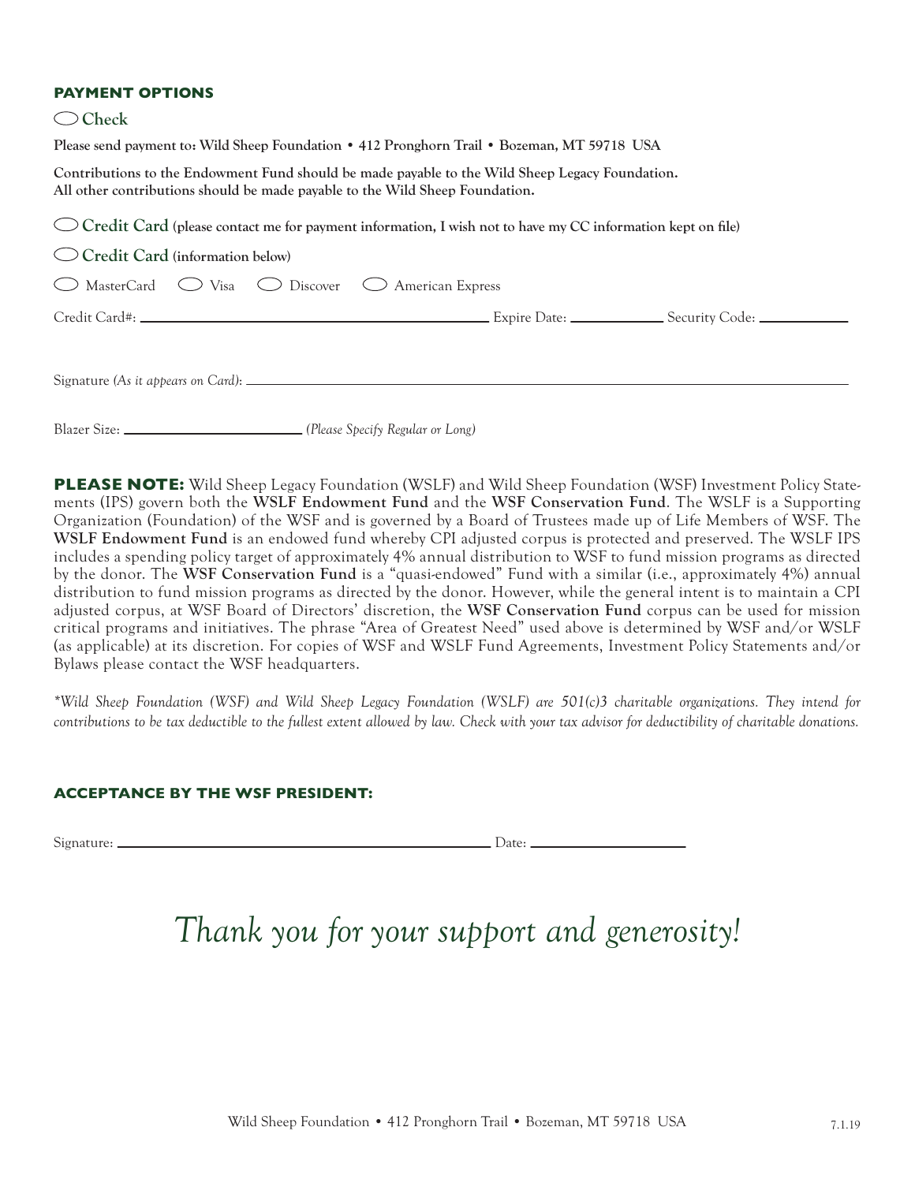## PAYMENT OPTIONS

◯ **Check**

**Please send payment to: Wild Sheep Foundation • 412 Pronghorn Trail • Bozeman, MT 59718 USA**

**Contributions to the Endowment Fund should be made payable to the Wild Sheep Legacy Foundation.**
**All other contributions should be made payable to the Wild Sheep Foundation.**

◯ **Credit Card** **(please contact me for payment information, I wish not to have my CC information kept on file)**

◯ **Credit Card** **(information below)**

◯ MasterCard ◯ Visa ◯ Discover ◯ American Express

Credit Card#: ______________________________ Expire Date: ____________ Security Code: ____________

Signature *(As it appears on Card)*: ______________________________________________

Blazer Size: ____________________ *(Please Specify Regular or Long)*

**PLEASE NOTE:** Wild Sheep Legacy Foundation (WSLF) and Wild Sheep Foundation (WSF) Investment Policy Statements (IPS) govern both the **WSLF Endowment Fund** and the **WSF Conservation Fund**. The WSLF is a Supporting Organization (Foundation) of the WSF and is governed by a Board of Trustees made up of Life Members of WSF. The **WSLF Endowment Fund** is an endowed fund whereby CPI adjusted corpus is protected and preserved. The WSLF IPS includes a spending policy target of approximately 4% annual distribution to WSF to fund mission programs as directed by the donor. The **WSF Conservation Fund** is a "quasi-endowed" Fund with a similar (i.e., approximately 4%) annual distribution to fund mission programs as directed by the donor. However, while the general intent is to maintain a CPI adjusted corpus, at WSF Board of Directors' discretion, the **WSF Conservation Fund** corpus can be used for mission critical programs and initiatives. The phrase "Area of Greatest Need" used above is determined by WSF and/or WSLF (as applicable) at its discretion. For copies of WSF and WSLF Fund Agreements, Investment Policy Statements and/or Bylaws please contact the WSF headquarters.

*\*Wild Sheep Foundation (WSF) and Wild Sheep Legacy Foundation (WSLF) are 501(c)3 charitable organizations. They intend for contributions to be tax deductible to the fullest extent allowed by law. Check with your tax advisor for deductibility of charitable donations.*

## ACCEPTANCE BY THE WSF PRESIDENT:

Signature: ______________________________ Date: ____________________

*Thank you for your support and generosity!*

Wild Sheep Foundation • 412 Pronghorn Trail • Bozeman, MT 59718 USA

7.1.19